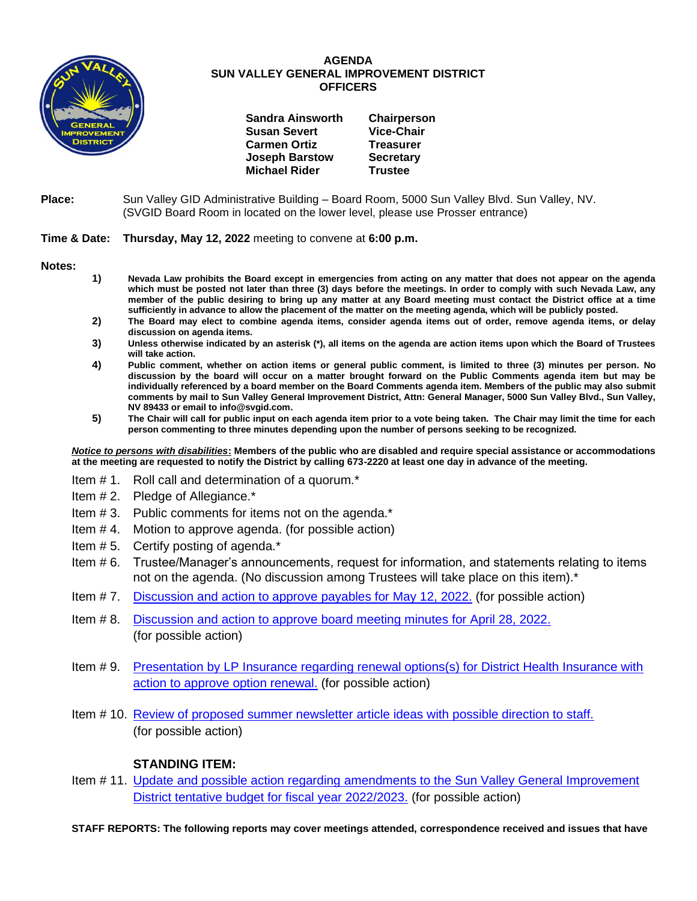# AGENDA
## SUN VALLEY GENERAL IMPROVEMENT DISTRICT
### OFFICERS

| | |
|---|---|
| **Sandra Ainsworth** | **Chairperson** |
| **Susan Severt** | **Vice-Chair** |
| **Carmen Ortiz** | **Treasurer** |
| **Joseph Barstow** | **Secretary** |
| **Michael Rider** | **Trustee** |

**Place:** Sun Valley GID Administrative Building – Board Room, 5000 Sun Valley Blvd. Sun Valley, NV. (SVGID Board Room in located on the lower level, please use Prosser entrance)

**Time & Date:** **Thursday, May 12, 2022** meeting to convene at **6:00 p.m.**

**Notes:**

1) **Nevada Law prohibits the Board except in emergencies from acting on any matter that does not appear on the agenda which must be posted not later than three (3) days before the meetings. In order to comply with such Nevada Law, any member of the public desiring to bring up any matter at any Board meeting must contact the District office at a time sufficiently in advance to allow the placement of the matter on the meeting agenda, which will be publicly posted.**
2) **The Board may elect to combine agenda items, consider agenda items out of order, remove agenda items, or delay discussion on agenda items.**
3) **Unless otherwise indicated by an asterisk (*), all items on the agenda are action items upon which the Board of Trustees will take action.**
4) **Public comment, whether on action items or general public comment, is limited to three (3) minutes per person. No discussion by the board will occur on a matter brought forward on the Public Comments agenda item but may be individually referenced by a board member on the Board Comments agenda item. Members of the public may also submit comments by mail to Sun Valley General Improvement District, Attn: General Manager, 5000 Sun Valley Blvd., Sun Valley, NV 89433 or email to info@svgid.com.**
5) **The Chair will call for public input on each agenda item prior to a vote being taken. The Chair may limit the time for each person commenting to three minutes depending upon the number of persons seeking to be recognized.**

***Notice to persons with disabilities*: Members of the public who are disabled and require special assistance or accommodations at the meeting are requested to notify the District by calling 673-2220 at least one day in advance of the meeting.**

Item # 1. Roll call and determination of a quorum.*

Item # 2. Pledge of Allegiance.*

Item # 3. Public comments for items not on the agenda.*

Item # 4. Motion to approve agenda. (for possible action)

Item # 5. Certify posting of agenda.*

Item # 6. Trustee/Manager's announcements, request for information, and statements relating to items not on the agenda. (No discussion among Trustees will take place on this item).*

Item # 7. Discussion and action to approve payables for May 12, 2022. (for possible action)

Item # 8. Discussion and action to approve board meeting minutes for April 28, 2022. (for possible action)

Item # 9. Presentation by LP Insurance regarding renewal options(s) for District Health Insurance with action to approve option renewal. (for possible action)

Item # 10. Review of proposed summer newsletter article ideas with possible direction to staff. (for possible action)

**STANDING ITEM:**

Item # 11. Update and possible action regarding amendments to the Sun Valley General Improvement District tentative budget for fiscal year 2022/2023. (for possible action)

**STAFF REPORTS: The following reports may cover meetings attended, correspondence received and issues that have**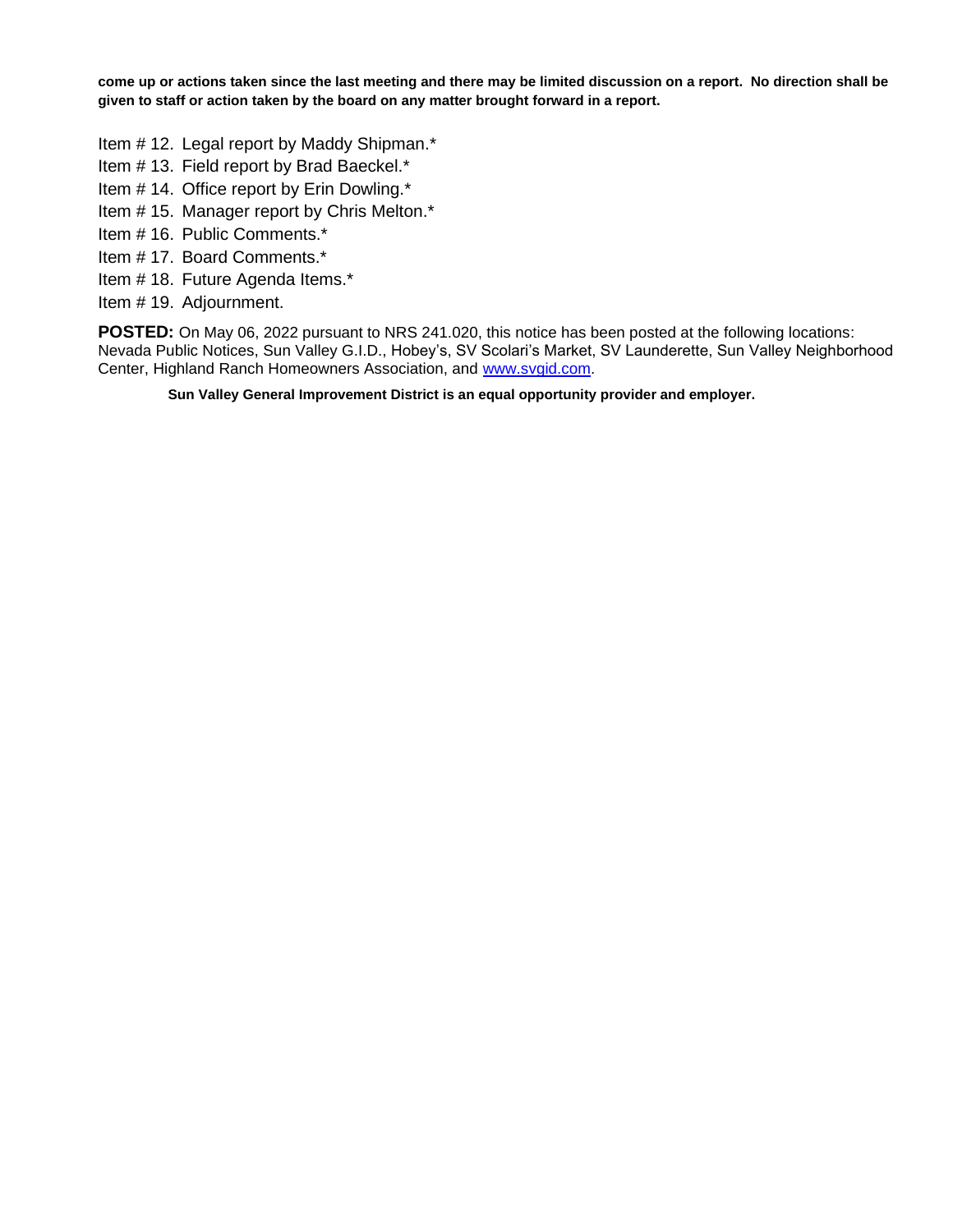**come up or actions taken since the last meeting and there may be limited discussion on a report. No direction shall be given to staff or action taken by the board on any matter brought forward in a report.**

Item # 12. Legal report by Maddy Shipman.*
Item # 13. Field report by Brad Baeckel.*
Item # 14. Office report by Erin Dowling.*
Item # 15. Manager report by Chris Melton.*
Item # 16. Public Comments.*
Item # 17. Board Comments.*
Item # 18. Future Agenda Items.*
Item # 19. Adjournment.

**POSTED:** On May 06, 2022 pursuant to NRS 241.020, this notice has been posted at the following locations: Nevada Public Notices, Sun Valley G.I.D., Hobey's, SV Scolari's Market, SV Launderette, Sun Valley Neighborhood Center, Highland Ranch Homeowners Association, and [www.svgid.com](http://www.svgid.com).

**Sun Valley General Improvement District is an equal opportunity provider and employer.**